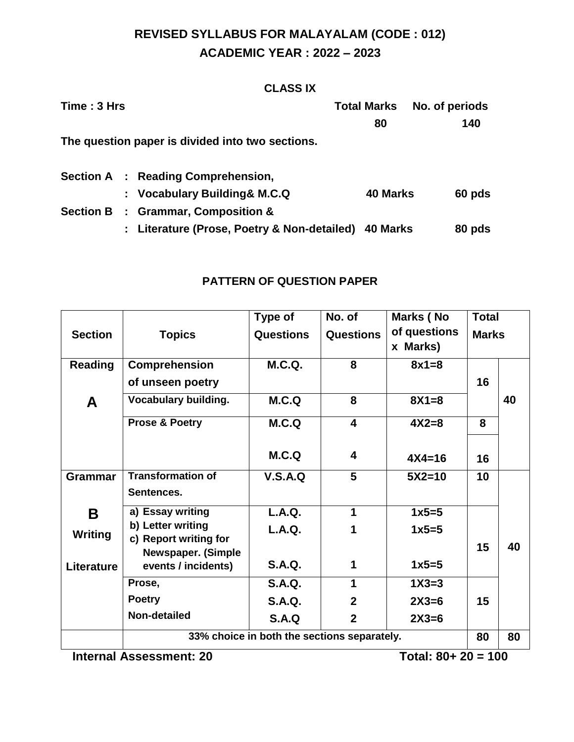# REVISED SYLLABUS FOR MALAYALAM (CODE : 012)
## ACADEMIC YEAR : 2022 – 2023

### CLASS IX

**Time : 3 Hrs** **Total Marks** 80 **No. of periods** 140

**The question paper is divided into two sections.**

| | | | | |
|---|---|---|---|---|
| **Section A** | : | **Reading Comprehension,** | | |
| | : | **Vocabulary Building& M.C.Q** | **40 Marks** | **60 pds** |
| **Section B** | : | **Grammar, Composition &** | | |
| | : | **Literature (Prose, Poetry & Non-detailed)** | **40 Marks** | **80 pds** |

### PATTERN OF QUESTION PAPER

| Section | Topics | Type of Questions | No. of Questions | Marks ( No of questions x Marks) | Total Marks | |
|---|---|---|---|---|---|---|
| **Reading A** | **Comprehension of unseen poetry** | **M.C.Q.** | **8** | **8x1=8** | **16** | **40** |
| | **Vocabulary building.** | **M.C.Q** | **8** | **8X1=8** | | |
| | **Prose & Poetry** | **M.C.Q** | **4** | **4X2=8** | **8** | |
| | | **M.C.Q** | **4** | **4X4=16** | **16** | |
| **Grammar B** | **Transformation of Sentences.** | **V.S.A.Q** | **5** | **5X2=10** | **10** | **40** |
| **Writing** | **a) Essay writing** | **L.A.Q.** | **1** | **1x5=5** | **15** | |
| | **b) Letter writing** | **L.A.Q.** | **1** | **1x5=5** | | |
| **Literature** | **c) Report writing for Newspaper. (Simple events / incidents)** | **S.A.Q.** | **1** | **1x5=5** | | |
| | **Prose,** | **S.A.Q.** | **1** | **1X3=3** | **15** | |
| | **Poetry** | **S.A.Q.** | **2** | **2X3=6** | | |
| | **Non-detailed** | **S.A.Q** | **2** | **2X3=6** | | |
| | **33% choice in both the sections separately.** | | | | **80** | **80** |

**Internal Assessment: 20** **Total: 80+ 20 = 100**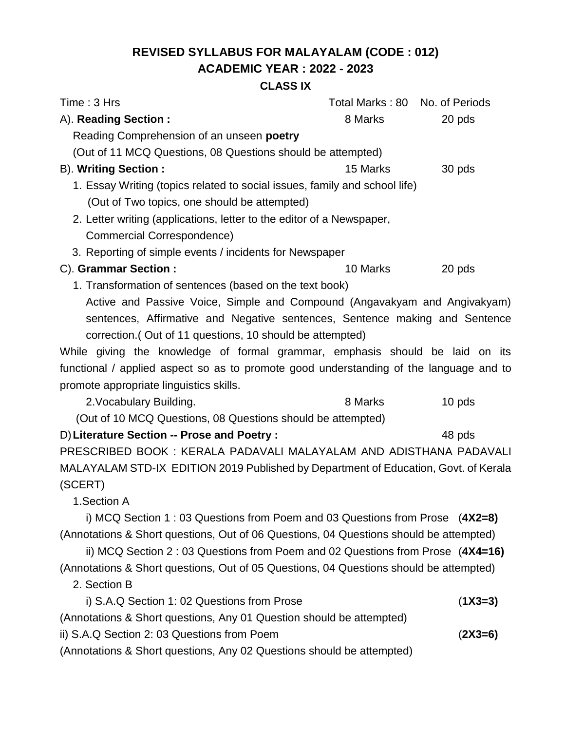## REVISED SYLLABUS FOR MALAYALAM (CODE : 012)
## ACADEMIC YEAR : 2022 - 2023
### CLASS IX

| Time : 3 Hrs | Total Marks : 80 | No. of Periods |
|---|---|---|
| A). **Reading Section :** | 8 Marks | 20 pds |

Reading Comprehension of an unseen **poetry**
(Out of 11 MCQ Questions, 08 Questions should be attempted)

| | | |
|---|---|---|
| B). **Writing Section :** | 15 Marks | 30 pds |

1. Essay Writing (topics related to social issues, family and school life)
   (Out of Two topics, one should be attempted)
2. Letter writing (applications, letter to the editor of a Newspaper, Commercial Correspondence)
3. Reporting of simple events / incidents for Newspaper

| | | |
|---|---|---|
| C). **Grammar Section :** | 10 Marks | 20 pds |

1. Transformation of sentences (based on the text book)
   Active and Passive Voice, Simple and Compound (Angavakyam and Angivakyam) sentences, Affirmative and Negative sentences, Sentence making and Sentence correction.( Out of 11 questions, 10 should be attempted)

While giving the knowledge of formal grammar, emphasis should be laid on its functional / applied aspect so as to promote good understanding of the language and to promote appropriate linguistics skills.

| | | |
|---|---|---|
| 2.Vocabulary Building. | 8 Marks | 10 pds |

(Out of 10 MCQ Questions, 08 Questions should be attempted)

| | | |
|---|---|---|
| D) **Literature Section -- Prose and Poetry :** | | 48 pds |

PRESCRIBED BOOK : KERALA PADAVALI MALAYALAM AND ADISTHANA PADAVALI MALAYALAM STD-IX EDITION 2019 Published by Department of Education, Govt. of Kerala (SCERT)

1.Section A

i) MCQ Section 1 : 03 Questions from Poem and 03 Questions from Prose (**4X2=8)**
(Annotations & Short questions, Out of 06 Questions, 04 Questions should be attempted)

ii) MCQ Section 2 : 03 Questions from Poem and 02 Questions from Prose (**4X4=16)**
(Annotations & Short questions, Out of 05 Questions, 04 Questions should be attempted)

2. Section B

i) S.A.Q Section 1: 02 Questions from Prose (**1X3=3)**
(Annotations & Short questions, Any 01 Question should be attempted)

ii) S.A.Q Section 2: 03 Questions from Poem (**2X3=6)**
(Annotations & Short questions, Any 02 Questions should be attempted)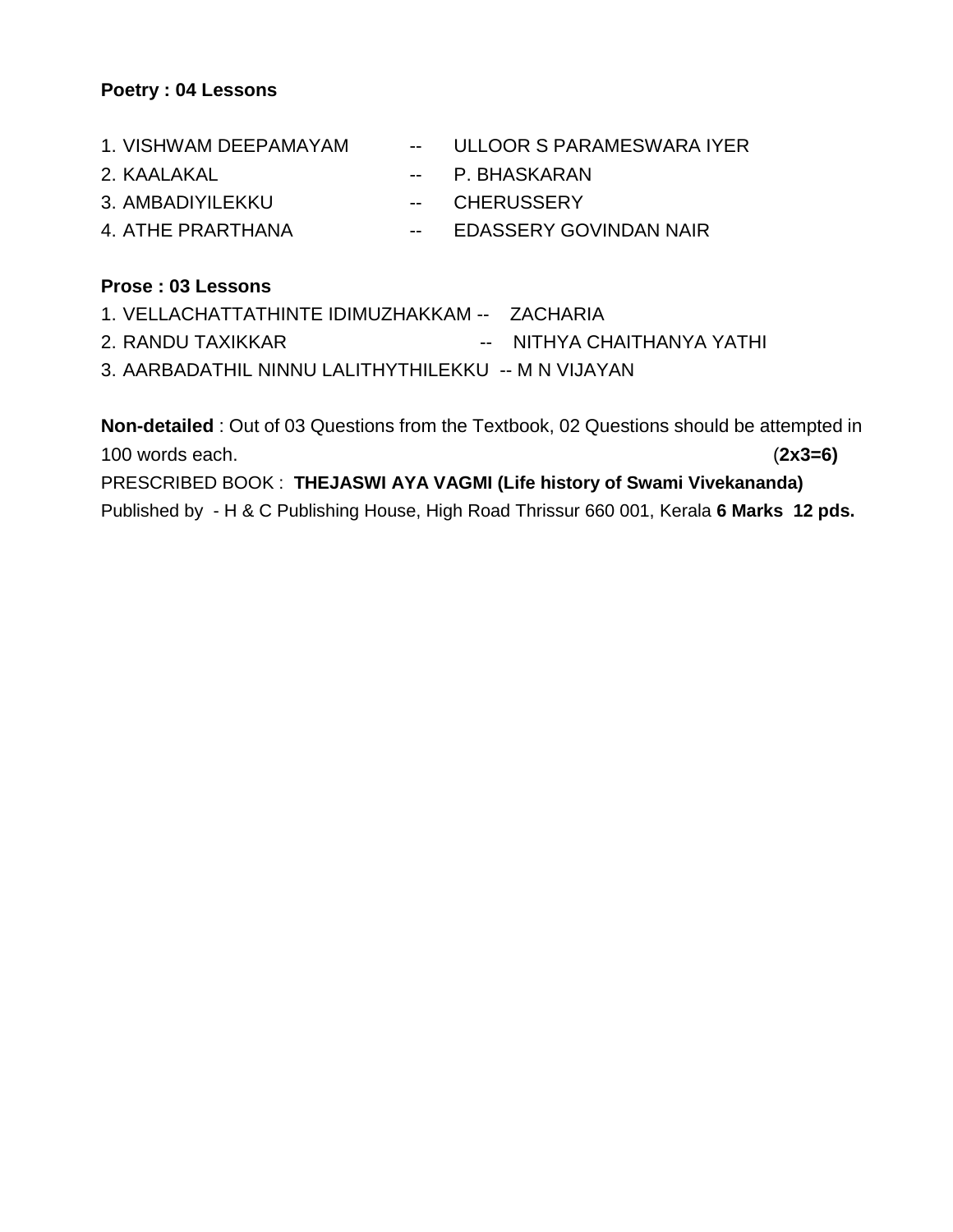**Poetry : 04 Lessons**

1. VISHWAM DEEPAMAYAM -- ULLOOR S PARAMESWARA IYER
2. KAALAKAL -- P. BHASKARAN
3. AMBADIYILEKKU -- CHERUSSERY
4. ATHE PRARTHANA -- EDASSERY GOVINDAN NAIR

**Prose : 03 Lessons**

1. VELLACHATTATHINTE IDIMUZHAKKAM -- ZACHARIA
2. RANDU TAXIKKAR -- NITHYA CHAITHANYA YATHI
3. AARBADATHIL NINNU LALITHYTHILEKKU -- M N VIJAYAN

**Non-detailed** : Out of 03 Questions from the Textbook, 02 Questions should be attempted in 100 words each. (**2x3=6)**

PRESCRIBED BOOK : **THEJASWI AYA VAGMI (Life history of Swami Vivekananda)**

Published by - H & C Publishing House, High Road Thrissur 660 001, Kerala **6 Marks 12 pds.**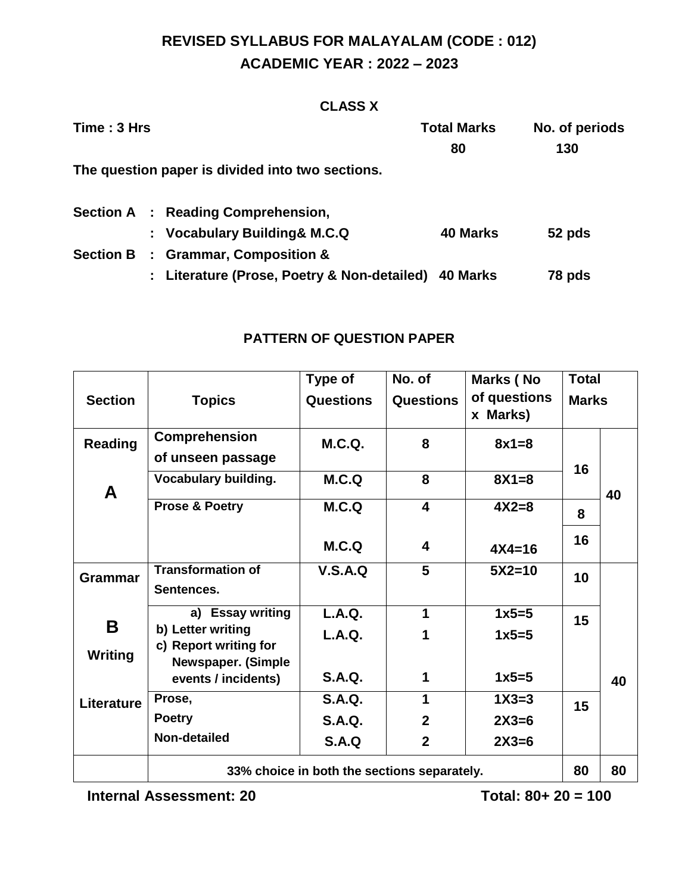# REVISED SYLLABUS FOR MALAYALAM (CODE : 012)
## ACADEMIC YEAR : 2022 – 2023

### CLASS X

**Time : 3 Hrs** | **Total Marks 80** | **No. of periods 130**

**The question paper is divided into two sections.**

| | | | |
|---|---|---|---|
| **Section A** | **: Reading Comprehension,** | | |
| | **: Vocabulary Building& M.C.Q** | **40 Marks** | **52 pds** |
| **Section B** | **: Grammar, Composition &** | | |
| | **: Literature (Prose, Poetry & Non-detailed)** | **40 Marks** | **78 pds** |

### PATTERN OF QUESTION PAPER

| Section | Topics | Type of Questions | No. of Questions | Marks ( No of questions x Marks) | Total Marks | |
|---|---|---|---|---|---|---|
| Reading A | Comprehension of unseen passage | M.C.Q. | 8 | 8x1=8 | 16 | 40 |
| | Vocabulary building. | M.C.Q | 8 | 8X1=8 | | |
| | Prose & Poetry | M.C.Q | 4 | 4X2=8 | 8 | |
| | | M.C.Q | 4 | 4X4=16 | 16 | |
| Grammar | Transformation of Sentences. | V.S.A.Q | 5 | 5X2=10 | 10 | 40 |
| B Writing | a) Essay writing | L.A.Q. | 1 | 1x5=5 | 15 | |
| | b) Letter writing | L.A.Q. | 1 | 1x5=5 | | |
| | c) Report writing for Newspaper. (Simple events / incidents) | S.A.Q. | 1 | 1x5=5 | | |
| Literature | Prose, | S.A.Q. | 1 | 1X3=3 | 15 | |
| | Poetry | S.A.Q. | 2 | 2X3=6 | | |
| | Non-detailed | S.A.Q | 2 | 2X3=6 | | |
| | 33% choice in both the sections separately. | | | | 80 | 80 |

**Internal Assessment: 20** **Total: 80+ 20 = 100**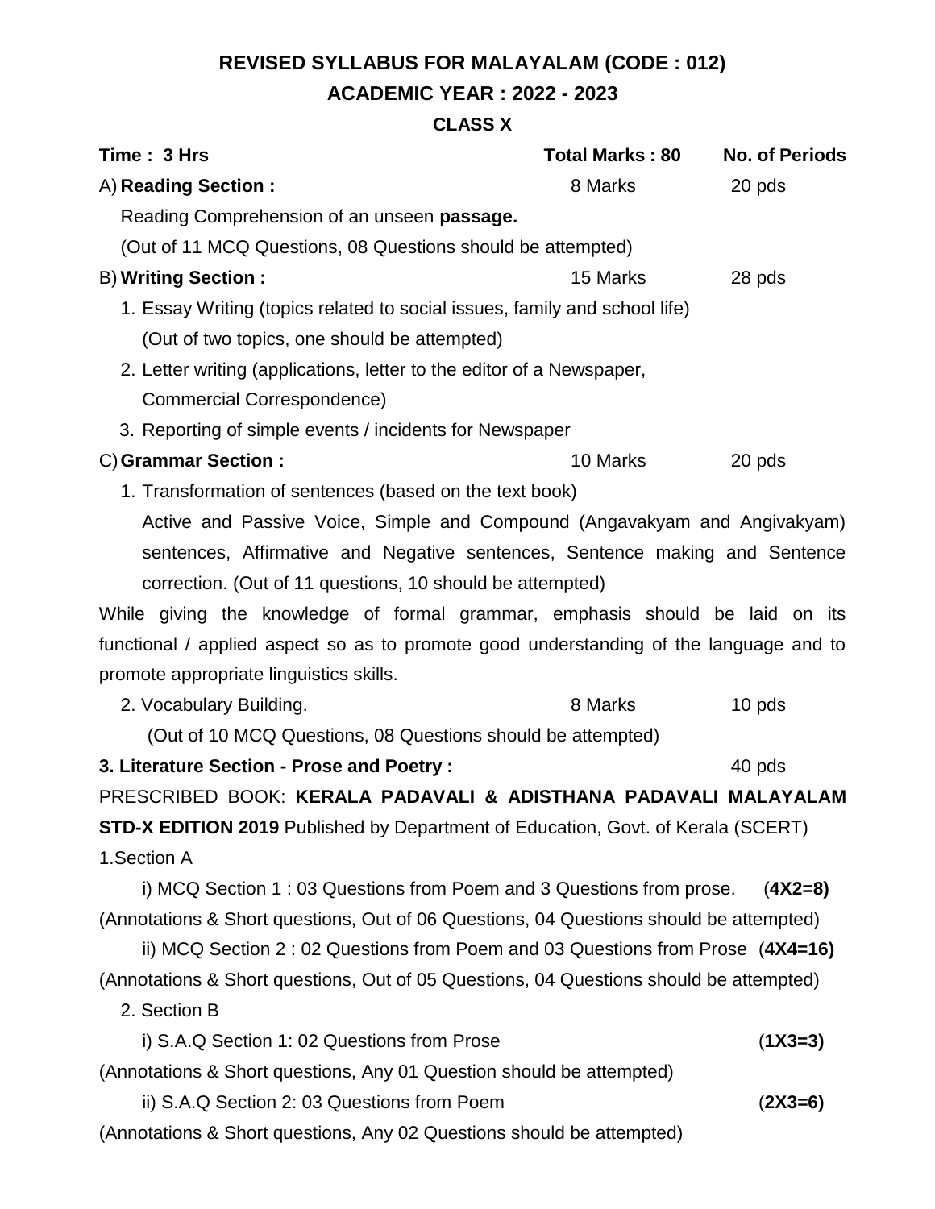# REVISED SYLLABUS FOR MALAYALAM (CODE : 012)
## ACADEMIC YEAR : 2022 - 2023
### CLASS X

| Time : 3 Hrs | Total Marks : 80 | No. of Periods |
|---|---|---|
| A) **Reading Section :** | 8 Marks | 20 pds |

Reading Comprehension of an unseen **passage.**

(Out of 11 MCQ Questions, 08 Questions should be attempted)

| | | |
|---|---|---|
| B) **Writing Section :** | 15 Marks | 28 pds |

1. Essay Writing (topics related to social issues, family and school life)
   (Out of two topics, one should be attempted)
2. Letter writing (applications, letter to the editor of a Newspaper, Commercial Correspondence)
3. Reporting of simple events / incidents for Newspaper

| | | |
|---|---|---|
| C) **Grammar Section :** | 10 Marks | 20 pds |

1. Transformation of sentences (based on the text book)
   Active and Passive Voice, Simple and Compound (Angavakyam and Angivakyam) sentences, Affirmative and Negative sentences, Sentence making and Sentence correction. (Out of 11 questions, 10 should be attempted)

While giving the knowledge of formal grammar, emphasis should be laid on its functional / applied aspect so as to promote good understanding of the language and to promote appropriate linguistics skills.

| | | |
|---|---|---|
| 2. Vocabulary Building. | 8 Marks | 10 pds |

(Out of 10 MCQ Questions, 08 Questions should be attempted)

| | | |
|---|---|---|
| **3. Literature Section - Prose and Poetry :** | | 40 pds |

PRESCRIBED BOOK: **KERALA PADAVALI & ADISTHANA PADAVALI MALAYALAM STD-X EDITION 2019** Published by Department of Education, Govt. of Kerala (SCERT)

1.Section A

i) MCQ Section 1 : 03 Questions from Poem and 3 Questions from prose. (**4X2=8**)

(Annotations & Short questions, Out of 06 Questions, 04 Questions should be attempted)

ii) MCQ Section 2 : 02 Questions from Poem and 03 Questions from Prose (**4X4=16)**

(Annotations & Short questions, Out of 05 Questions, 04 Questions should be attempted)

2. Section B

i) S.A.Q Section 1: 02 Questions from Prose (**1X3=3)**

(Annotations & Short questions, Any 01 Question should be attempted)

ii) S.A.Q Section 2: 03 Questions from Poem (**2X3=6)**

(Annotations & Short questions, Any 02 Questions should be attempted)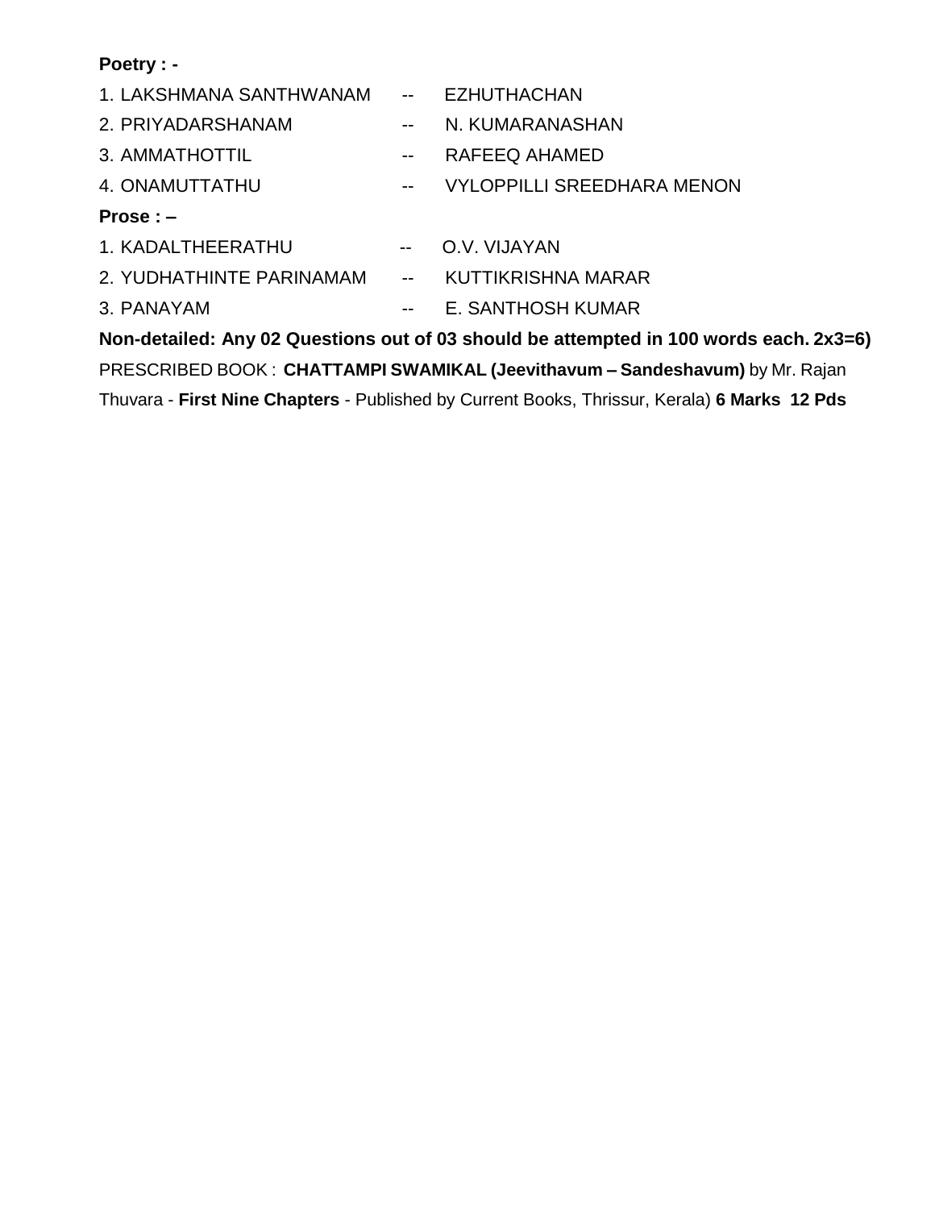**Poetry : -**

1. LAKSHMANA SANTHWANAM -- EZHUTHACHAN
2. PRIYADARSHANAM -- N. KUMARANASHAN
3. AMMATHOTTIL -- RAFEEQ AHAMED
4. ONAMUTTATHU -- VYLOPPILLI SREEDHARA MENON

**Prose : –**

1. KADALTHEERATHU -- O.V. VIJAYAN
2. YUDHATHINTE PARINAMAM -- KUTTIKRISHNA MARAR
3. PANAYAM -- E. SANTHOSH KUMAR

**Non-detailed: Any 02 Questions out of 03 should be attempted in 100 words each. 2x3=6)**

PRESCRIBED BOOK : **CHATTAMPI SWAMIKAL (Jeevithavum – Sandeshavum)** by Mr. Rajan Thuvara - **First Nine Chapters** - Published by Current Books, Thrissur, Kerala) **6 Marks 12 Pds**